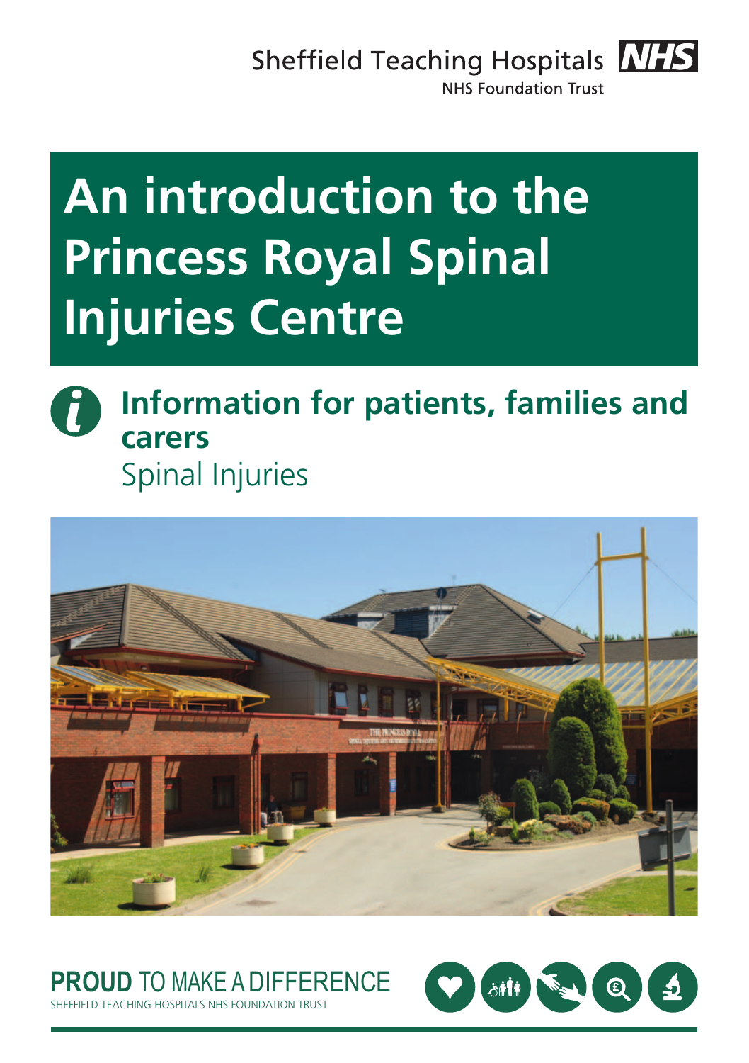Sheffield Teaching Hospitals NHS

NHS Foundation Trust

# An introduction to the Princess Royal Spinal Injuries Centre

## Information for patients, families and carers

Spinal Injuries

**PROUD** TO MAKE A DIFFERENCE

SHEFFIELD TEACHING HOSPITALS NHS FOUNDATION TRUST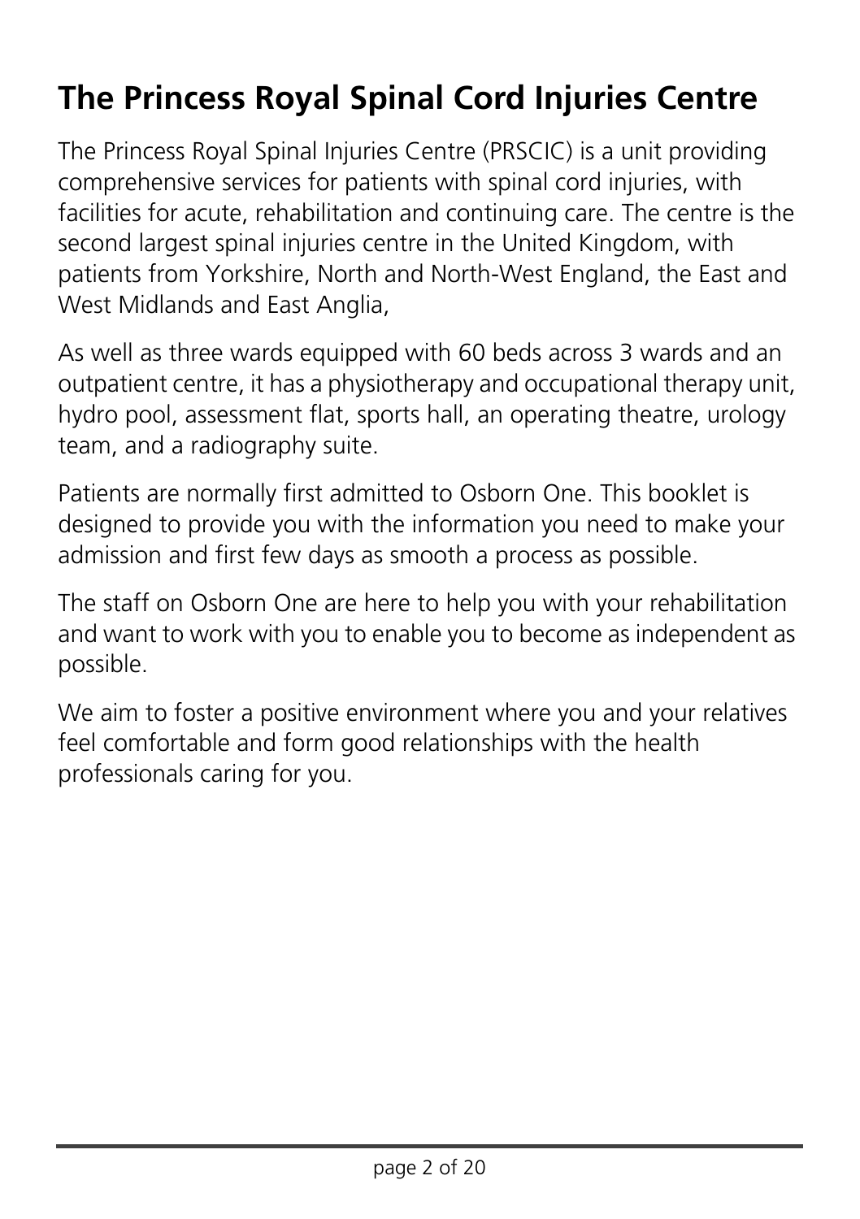# The Princess Royal Spinal Cord Injuries Centre

The Princess Royal Spinal Injuries Centre (PRSCIC) is a unit providing comprehensive services for patients with spinal cord injuries, with facilities for acute, rehabilitation and continuing care. The centre is the second largest spinal injuries centre in the United Kingdom, with patients from Yorkshire, North and North-West England, the East and West Midlands and East Anglia,

As well as three wards equipped with 60 beds across 3 wards and an outpatient centre, it has a physiotherapy and occupational therapy unit, hydro pool, assessment flat, sports hall, an operating theatre, urology team, and a radiography suite.

Patients are normally first admitted to Osborn One. This booklet is designed to provide you with the information you need to make your admission and first few days as smooth a process as possible.

The staff on Osborn One are here to help you with your rehabilitation and want to work with you to enable you to become as independent as possible.

We aim to foster a positive environment where you and your relatives feel comfortable and form good relationships with the health professionals caring for you.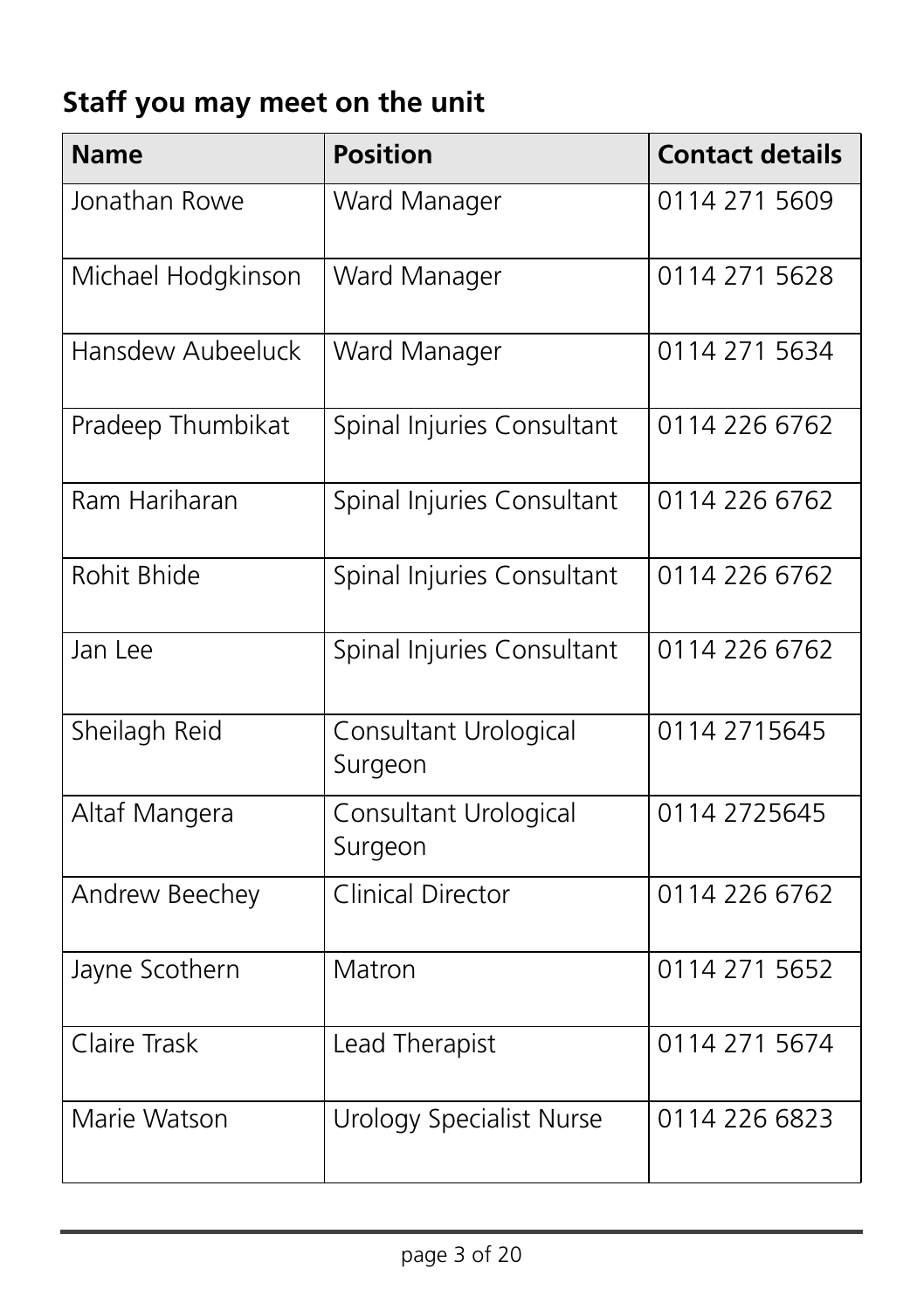## Staff you may meet on the unit

| Name | Position | Contact details |
|---|---|---|
| Jonathan Rowe | Ward Manager | 0114 271 5609 |
| Michael Hodgkinson | Ward Manager | 0114 271 5628 |
| Hansdew Aubeeluck | Ward Manager | 0114 271 5634 |
| Pradeep Thumbikat | Spinal Injuries Consultant | 0114 226 6762 |
| Ram Hariharan | Spinal Injuries Consultant | 0114 226 6762 |
| Rohit Bhide | Spinal Injuries Consultant | 0114 226 6762 |
| Jan Lee | Spinal Injuries Consultant | 0114 226 6762 |
| Sheilagh Reid | Consultant Urological Surgeon | 0114 2715645 |
| Altaf Mangera | Consultant Urological Surgeon | 0114 2725645 |
| Andrew Beechey | Clinical Director | 0114 226 6762 |
| Jayne Scothern | Matron | 0114 271 5652 |
| Claire Trask | Lead Therapist | 0114 271 5674 |
| Marie Watson | Urology Specialist Nurse | 0114 226 6823 |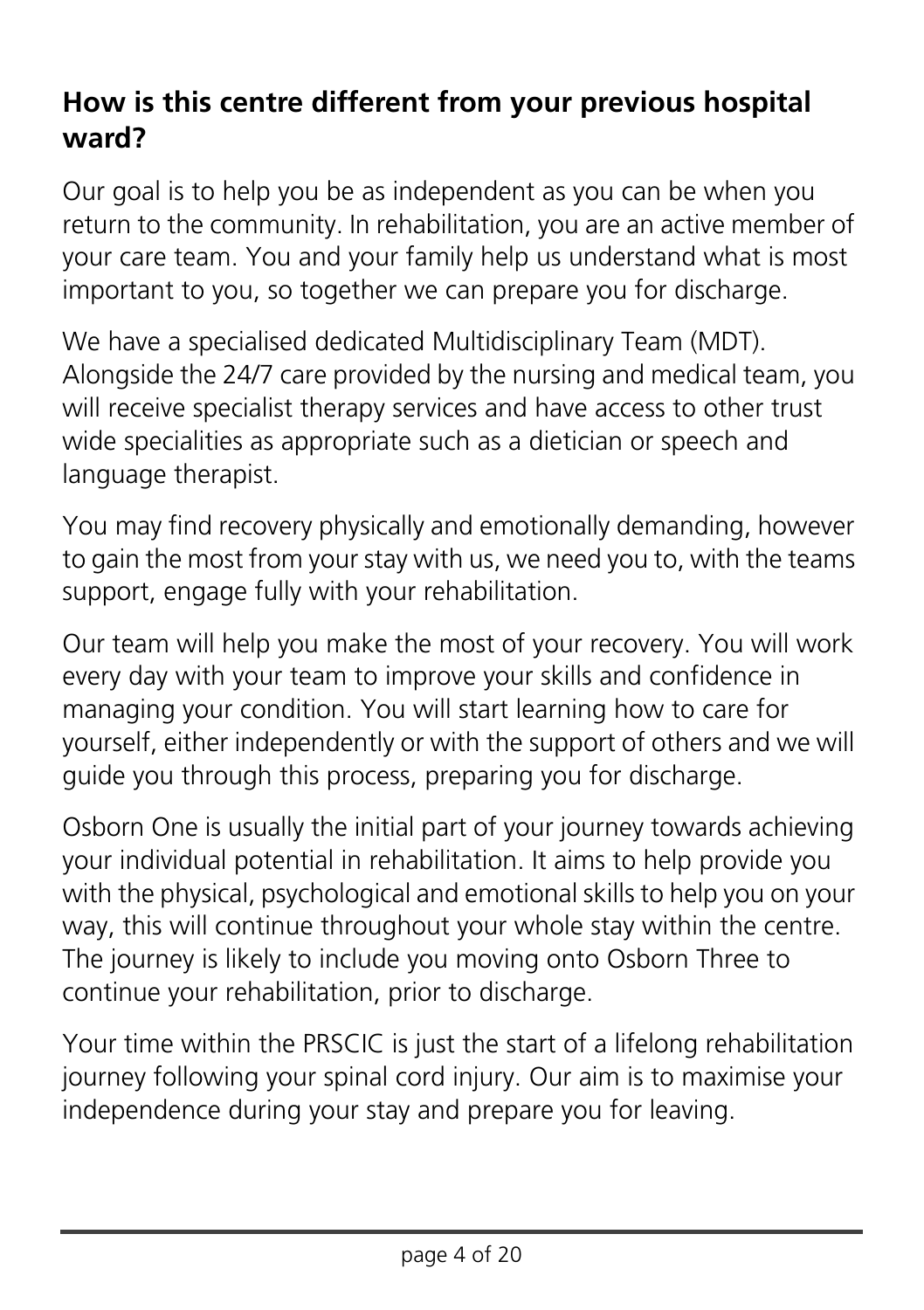## How is this centre different from your previous hospital ward?

Our goal is to help you be as independent as you can be when you return to the community. In rehabilitation, you are an active member of your care team. You and your family help us understand what is most important to you, so together we can prepare you for discharge.

We have a specialised dedicated Multidisciplinary Team (MDT). Alongside the 24/7 care provided by the nursing and medical team, you will receive specialist therapy services and have access to other trust wide specialities as appropriate such as a dietician or speech and language therapist.

You may find recovery physically and emotionally demanding, however to gain the most from your stay with us, we need you to, with the teams support, engage fully with your rehabilitation.

Our team will help you make the most of your recovery. You will work every day with your team to improve your skills and confidence in managing your condition. You will start learning how to care for yourself, either independently or with the support of others and we will guide you through this process, preparing you for discharge.

Osborn One is usually the initial part of your journey towards achieving your individual potential in rehabilitation. It aims to help provide you with the physical, psychological and emotional skills to help you on your way, this will continue throughout your whole stay within the centre. The journey is likely to include you moving onto Osborn Three to continue your rehabilitation, prior to discharge.

Your time within the PRSCIC is just the start of a lifelong rehabilitation journey following your spinal cord injury. Our aim is to maximise your independence during your stay and prepare you for leaving.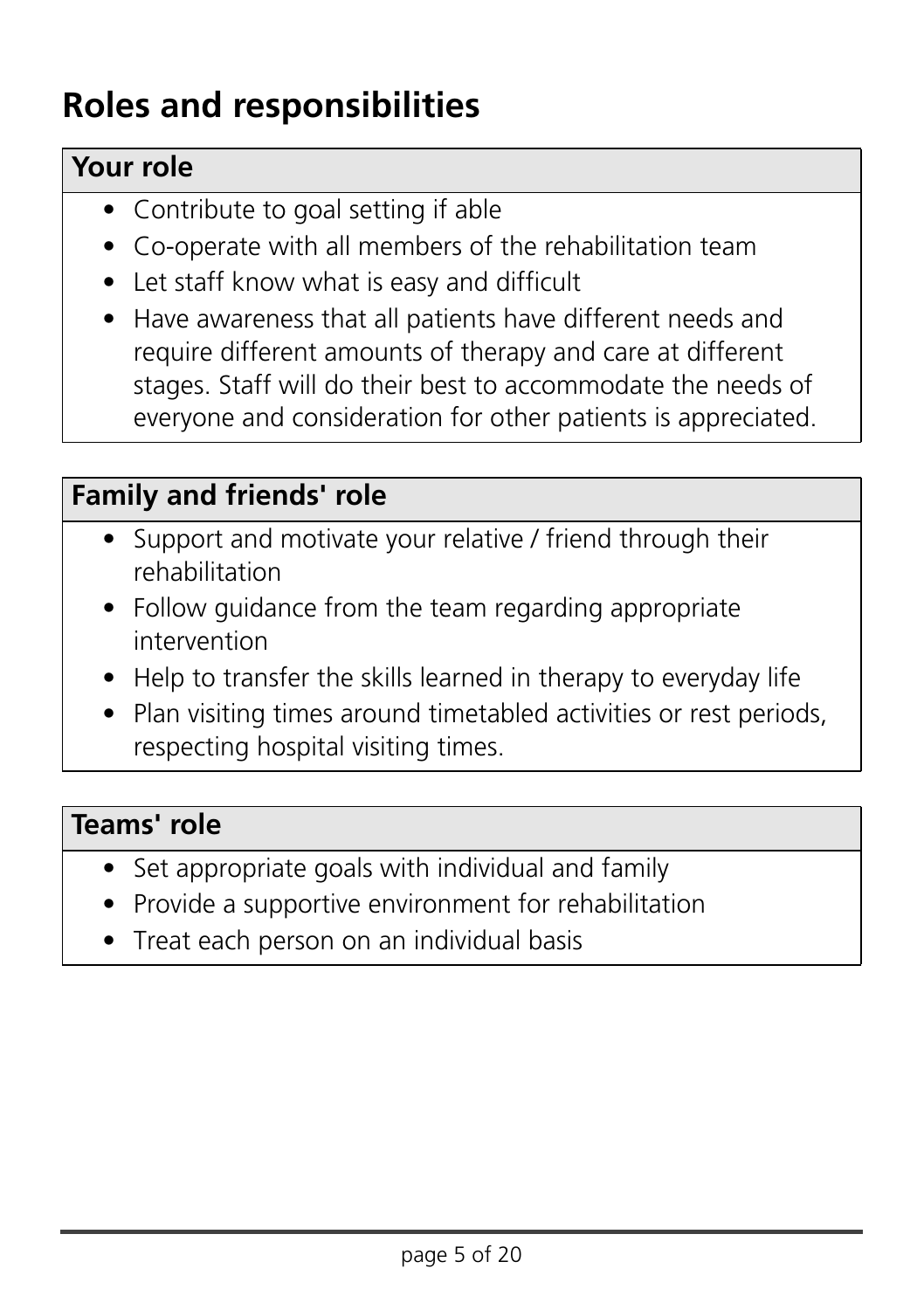# Roles and responsibilities

## Your role

- Contribute to goal setting if able
- Co-operate with all members of the rehabilitation team
- Let staff know what is easy and difficult
- Have awareness that all patients have different needs and require different amounts of therapy and care at different stages. Staff will do their best to accommodate the needs of everyone and consideration for other patients is appreciated.

## Family and friends' role

- Support and motivate your relative / friend through their rehabilitation
- Follow guidance from the team regarding appropriate intervention
- Help to transfer the skills learned in therapy to everyday life
- Plan visiting times around timetabled activities or rest periods, respecting hospital visiting times.

## Teams' role

- Set appropriate goals with individual and family
- Provide a supportive environment for rehabilitation
- Treat each person on an individual basis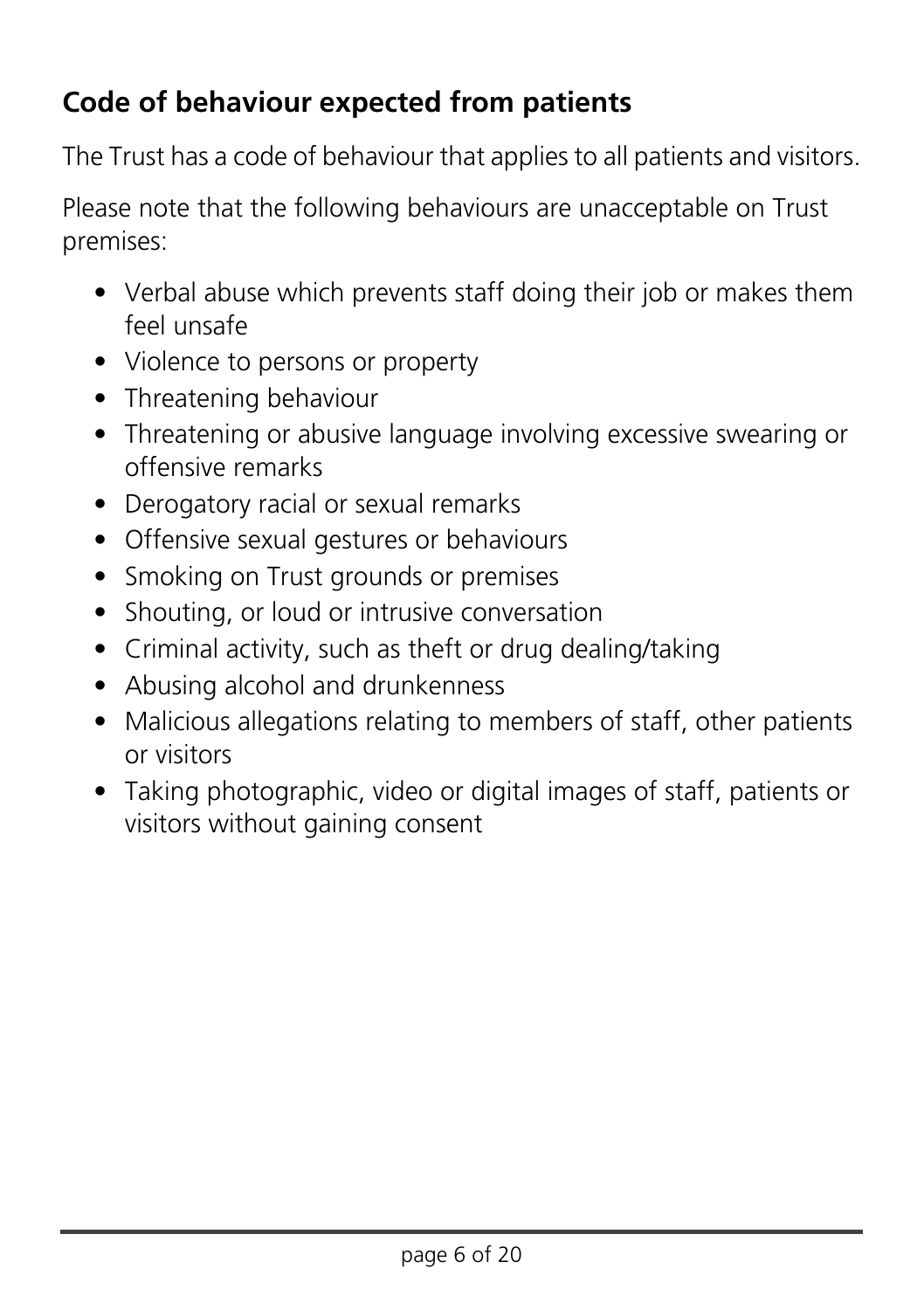## Code of behaviour expected from patients

The Trust has a code of behaviour that applies to all patients and visitors.

Please note that the following behaviours are unacceptable on Trust premises:

- Verbal abuse which prevents staff doing their job or makes them feel unsafe
- Violence to persons or property
- Threatening behaviour
- Threatening or abusive language involving excessive swearing or offensive remarks
- Derogatory racial or sexual remarks
- Offensive sexual gestures or behaviours
- Smoking on Trust grounds or premises
- Shouting, or loud or intrusive conversation
- Criminal activity, such as theft or drug dealing/taking
- Abusing alcohol and drunkenness
- Malicious allegations relating to members of staff, other patients or visitors
- Taking photographic, video or digital images of staff, patients or visitors without gaining consent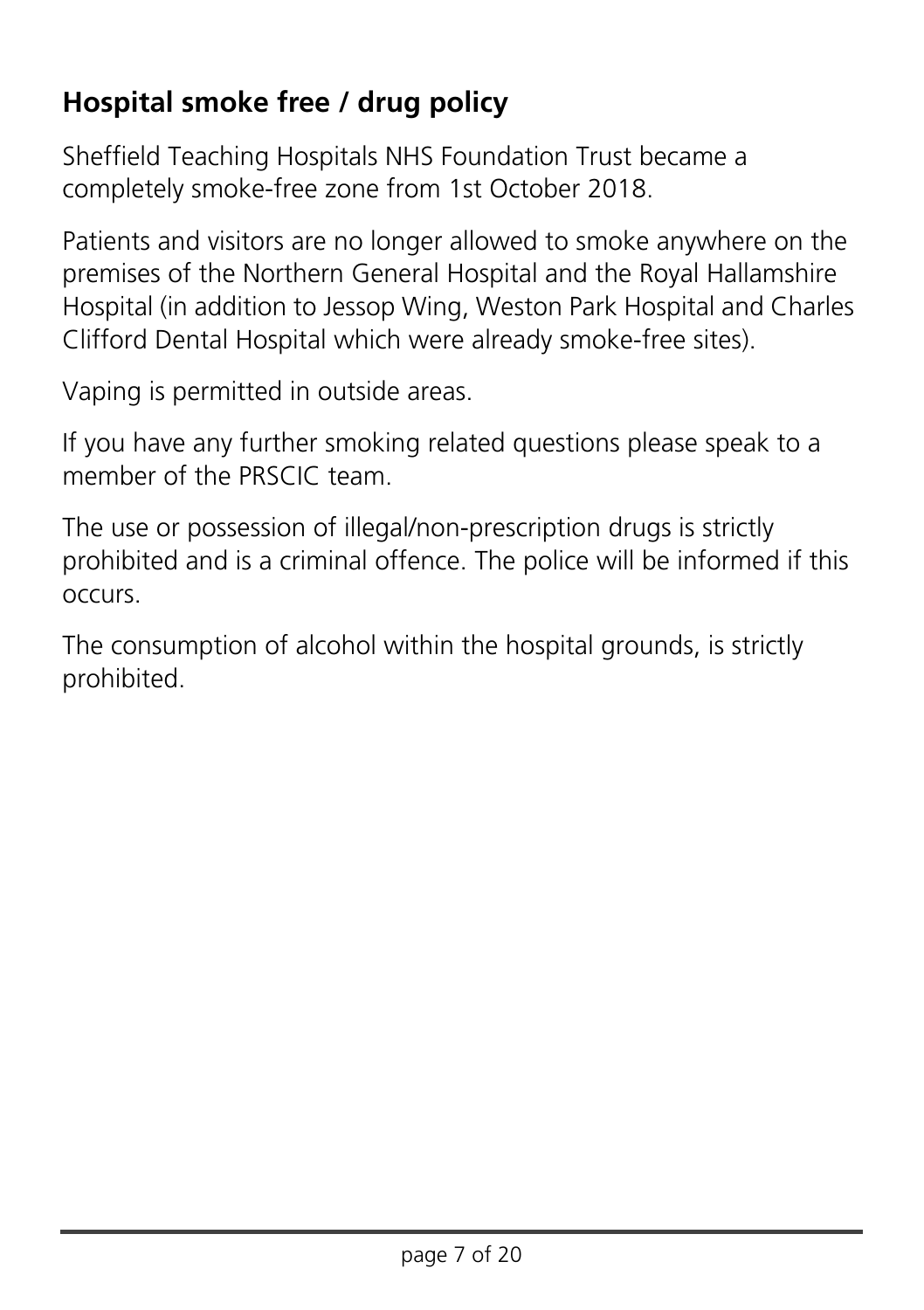## Hospital smoke free / drug policy

Sheffield Teaching Hospitals NHS Foundation Trust became a completely smoke-free zone from 1st October 2018.

Patients and visitors are no longer allowed to smoke anywhere on the premises of the Northern General Hospital and the Royal Hallamshire Hospital (in addition to Jessop Wing, Weston Park Hospital and Charles Clifford Dental Hospital which were already smoke-free sites).

Vaping is permitted in outside areas.

If you have any further smoking related questions please speak to a member of the PRSCIC team.

The use or possession of illegal/non-prescription drugs is strictly prohibited and is a criminal offence. The police will be informed if this occurs.

The consumption of alcohol within the hospital grounds, is strictly prohibited.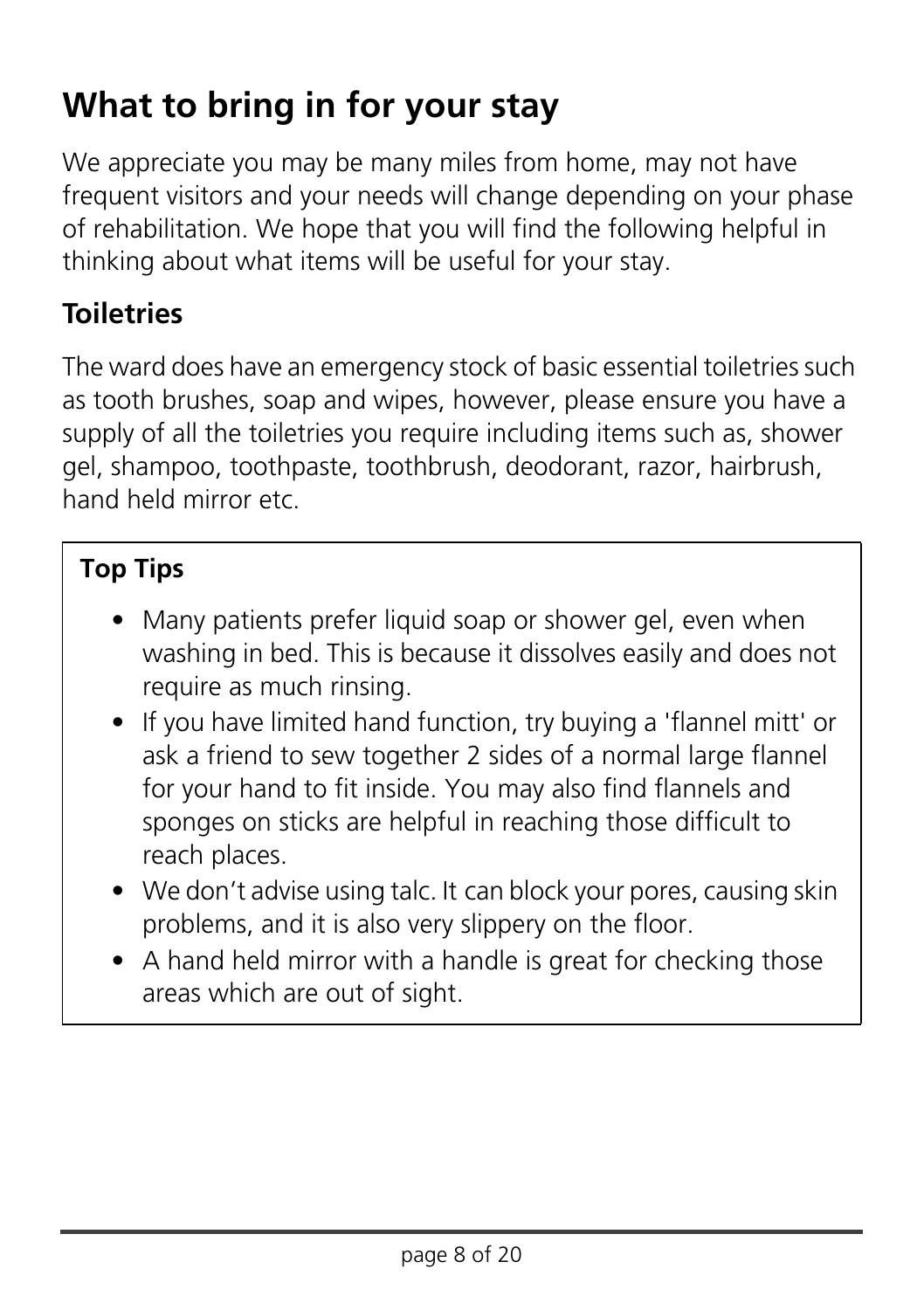# What to bring in for your stay

We appreciate you may be many miles from home, may not have frequent visitors and your needs will change depending on your phase of rehabilitation. We hope that you will find the following helpful in thinking about what items will be useful for your stay.

## Toiletries

The ward does have an emergency stock of basic essential toiletries such as tooth brushes, soap and wipes, however, please ensure you have a supply of all the toiletries you require including items such as, shower gel, shampoo, toothpaste, toothbrush, deodorant, razor, hairbrush, hand held mirror etc.

**Top Tips**

- Many patients prefer liquid soap or shower gel, even when washing in bed. This is because it dissolves easily and does not require as much rinsing.
- If you have limited hand function, try buying a 'flannel mitt' or ask a friend to sew together 2 sides of a normal large flannel for your hand to fit inside. You may also find flannels and sponges on sticks are helpful in reaching those difficult to reach places.
- We don't advise using talc. It can block your pores, causing skin problems, and it is also very slippery on the floor.
- A hand held mirror with a handle is great for checking those areas which are out of sight.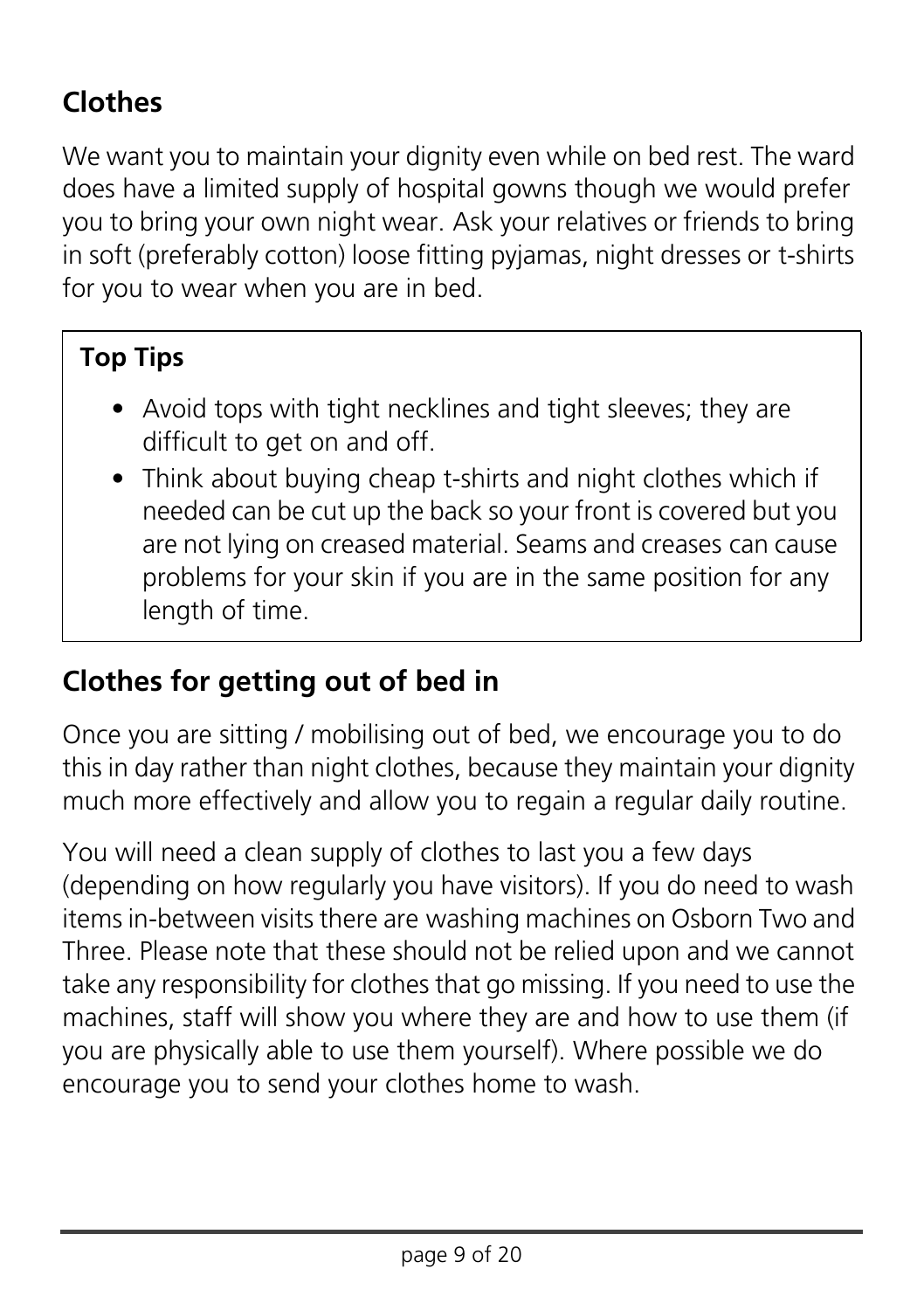## Clothes

We want you to maintain your dignity even while on bed rest. The ward does have a limited supply of hospital gowns though we would prefer you to bring your own night wear. Ask your relatives or friends to bring in soft (preferably cotton) loose fitting pyjamas, night dresses or t-shirts for you to wear when you are in bed.

> **Top Tips**
>
> - Avoid tops with tight necklines and tight sleeves; they are difficult to get on and off.
> - Think about buying cheap t-shirts and night clothes which if needed can be cut up the back so your front is covered but you are not lying on creased material. Seams and creases can cause problems for your skin if you are in the same position for any length of time.

## Clothes for getting out of bed in

Once you are sitting / mobilising out of bed, we encourage you to do this in day rather than night clothes, because they maintain your dignity much more effectively and allow you to regain a regular daily routine.

You will need a clean supply of clothes to last you a few days (depending on how regularly you have visitors). If you do need to wash items in-between visits there are washing machines on Osborn Two and Three. Please note that these should not be relied upon and we cannot take any responsibility for clothes that go missing. If you need to use the machines, staff will show you where they are and how to use them (if you are physically able to use them yourself). Where possible we do encourage you to send your clothes home to wash.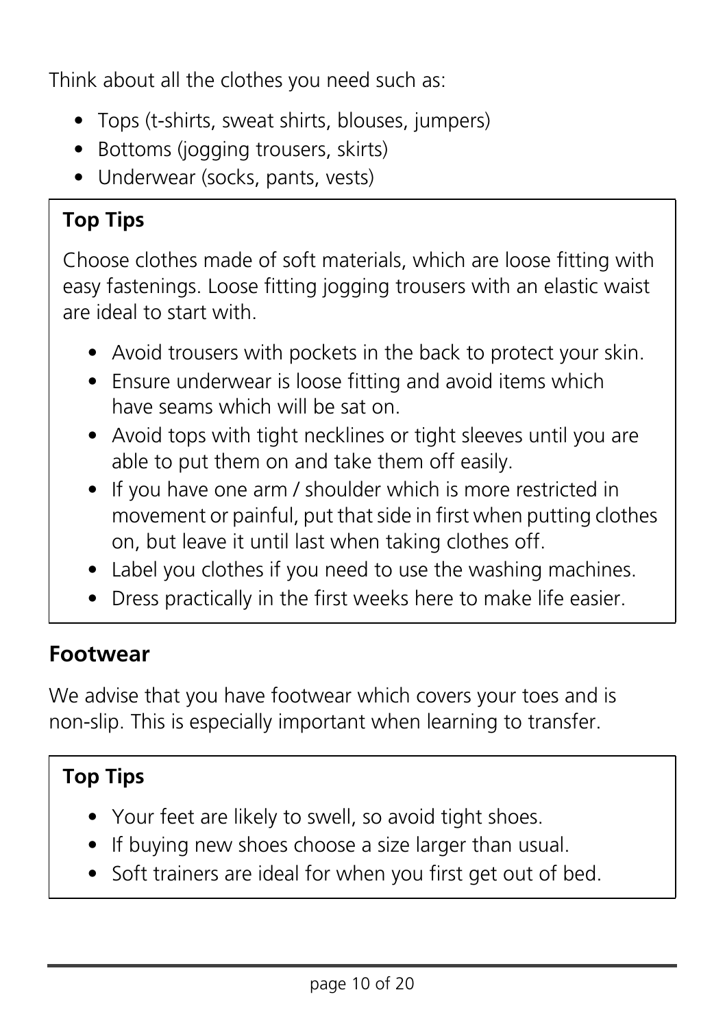Think about all the clothes you need such as:

- Tops (t-shirts, sweat shirts, blouses, jumpers)
- Bottoms (jogging trousers, skirts)
- Underwear (socks, pants, vests)

**Top Tips**

Choose clothes made of soft materials, which are loose fitting with easy fastenings. Loose fitting jogging trousers with an elastic waist are ideal to start with.

- Avoid trousers with pockets in the back to protect your skin.
- Ensure underwear is loose fitting and avoid items which have seams which will be sat on.
- Avoid tops with tight necklines or tight sleeves until you are able to put them on and take them off easily.
- If you have one arm / shoulder which is more restricted in movement or painful, put that side in first when putting clothes on, but leave it until last when taking clothes off.
- Label you clothes if you need to use the washing machines.
- Dress practically in the first weeks here to make life easier.

## Footwear

We advise that you have footwear which covers your toes and is non-slip. This is especially important when learning to transfer.

**Top Tips**

- Your feet are likely to swell, so avoid tight shoes.
- If buying new shoes choose a size larger than usual.
- Soft trainers are ideal for when you first get out of bed.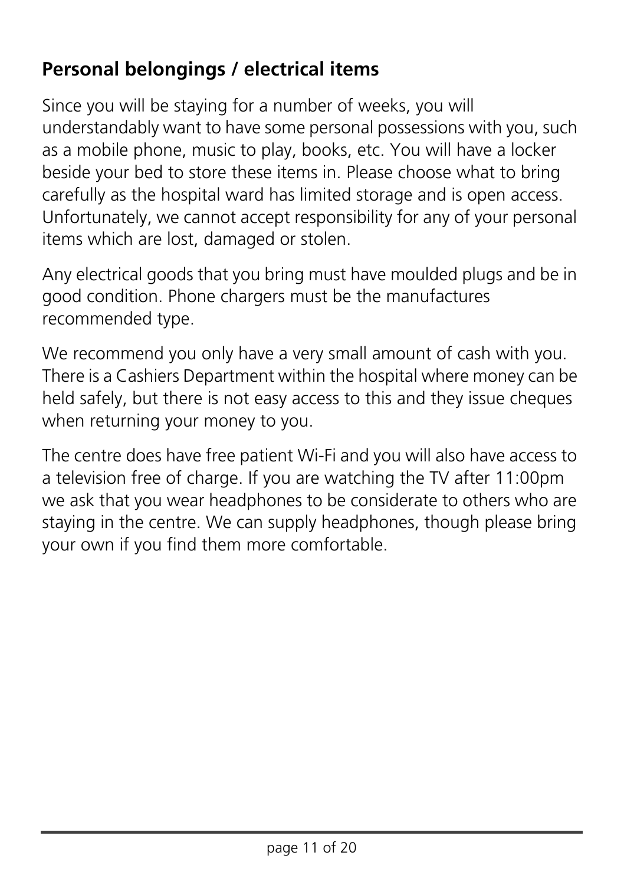## Personal belongings / electrical items

Since you will be staying for a number of weeks, you will understandably want to have some personal possessions with you, such as a mobile phone, music to play, books, etc. You will have a locker beside your bed to store these items in. Please choose what to bring carefully as the hospital ward has limited storage and is open access. Unfortunately, we cannot accept responsibility for any of your personal items which are lost, damaged or stolen.

Any electrical goods that you bring must have moulded plugs and be in good condition. Phone chargers must be the manufactures recommended type.

We recommend you only have a very small amount of cash with you. There is a Cashiers Department within the hospital where money can be held safely, but there is not easy access to this and they issue cheques when returning your money to you.

The centre does have free patient Wi-Fi and you will also have access to a television free of charge. If you are watching the TV after 11:00pm we ask that you wear headphones to be considerate to others who are staying in the centre. We can supply headphones, though please bring your own if you find them more comfortable.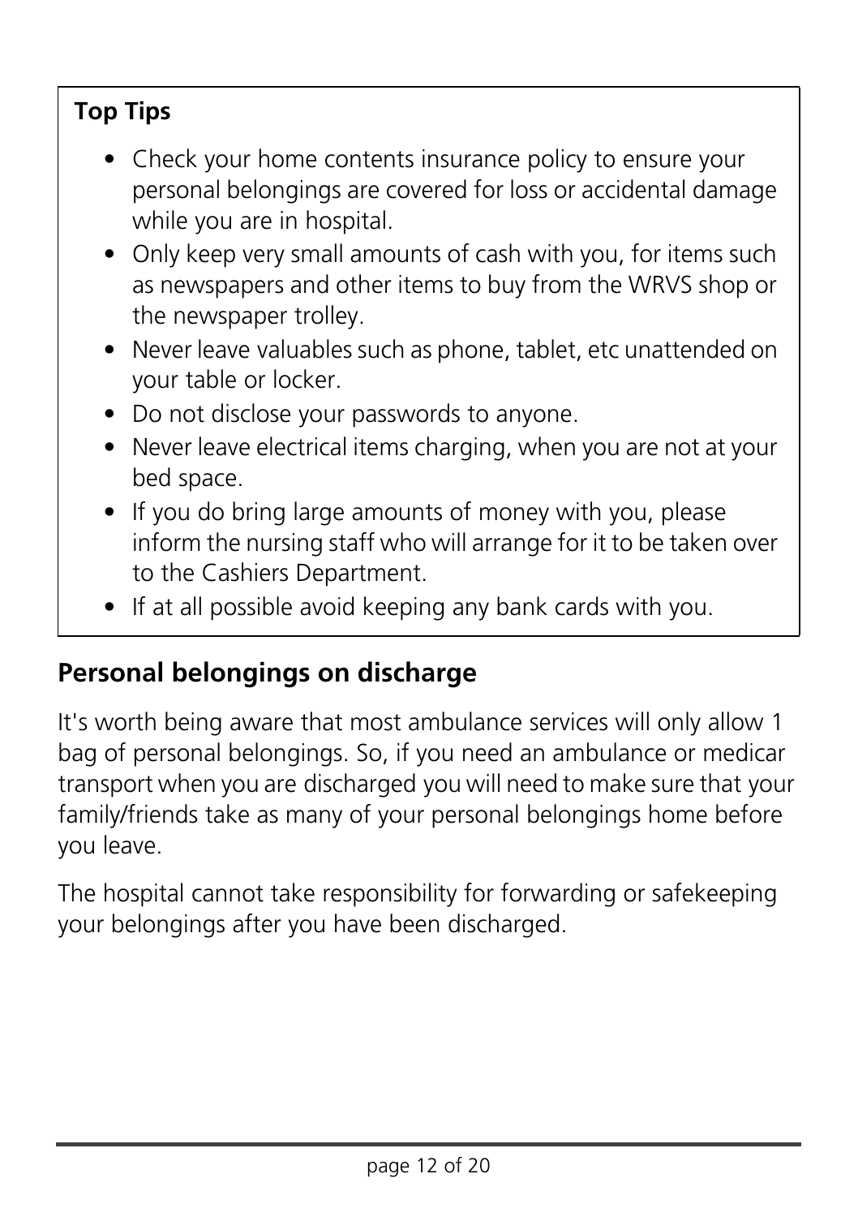**Top Tips**

- Check your home contents insurance policy to ensure your personal belongings are covered for loss or accidental damage while you are in hospital.
- Only keep very small amounts of cash with you, for items such as newspapers and other items to buy from the WRVS shop or the newspaper trolley.
- Never leave valuables such as phone, tablet, etc unattended on your table or locker.
- Do not disclose your passwords to anyone.
- Never leave electrical items charging, when you are not at your bed space.
- If you do bring large amounts of money with you, please inform the nursing staff who will arrange for it to be taken over to the Cashiers Department.
- If at all possible avoid keeping any bank cards with you.

## Personal belongings on discharge

It's worth being aware that most ambulance services will only allow 1 bag of personal belongings. So, if you need an ambulance or medicar transport when you are discharged you will need to make sure that your family/friends take as many of your personal belongings home before you leave.

The hospital cannot take responsibility for forwarding or safekeeping your belongings after you have been discharged.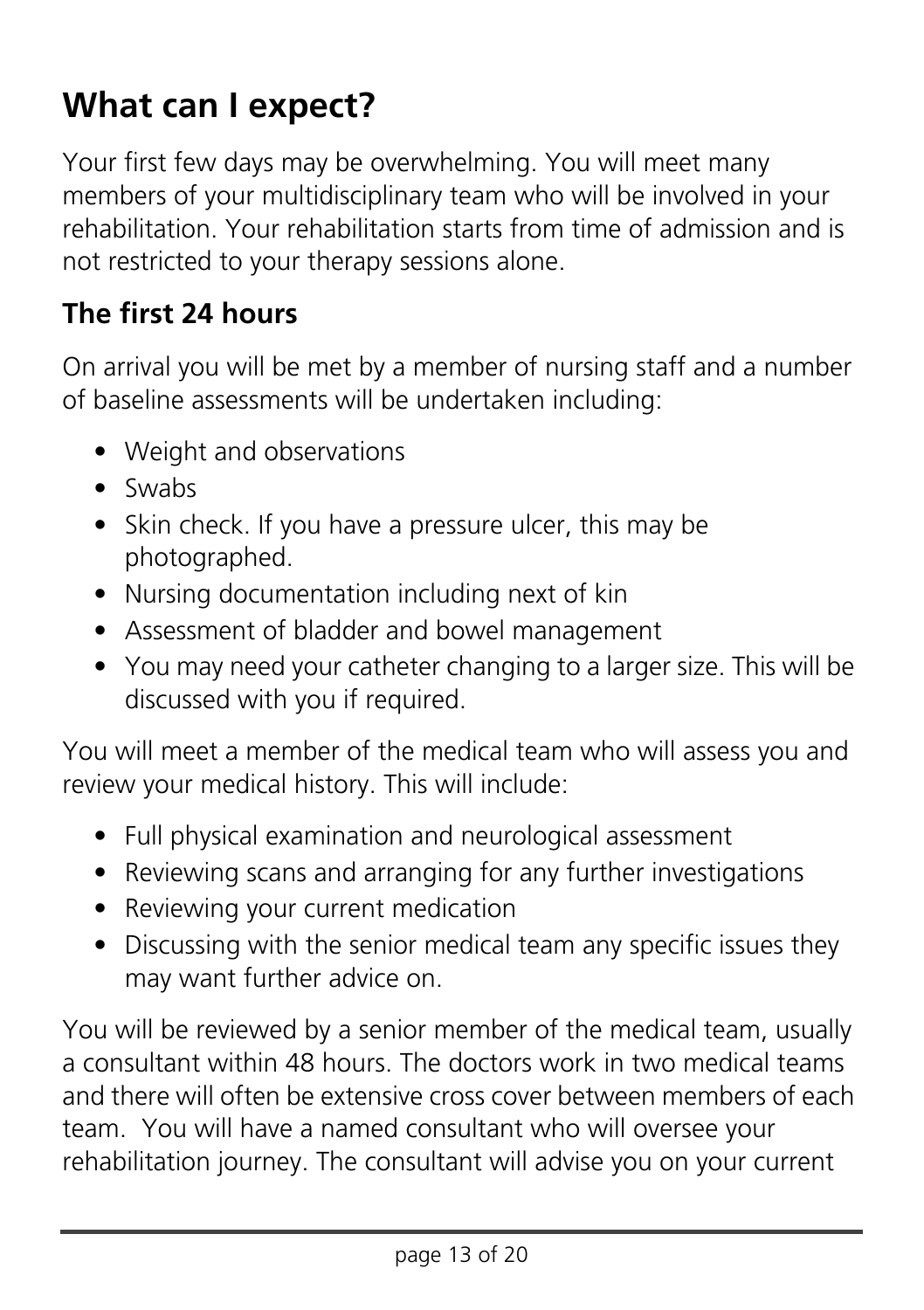## What can I expect?

Your first few days may be overwhelming. You will meet many members of your multidisciplinary team who will be involved in your rehabilitation. Your rehabilitation starts from time of admission and is not restricted to your therapy sessions alone.

### The first 24 hours

On arrival you will be met by a member of nursing staff and a number of baseline assessments will be undertaken including:

- Weight and observations
- Swabs
- Skin check. If you have a pressure ulcer, this may be photographed.
- Nursing documentation including next of kin
- Assessment of bladder and bowel management
- You may need your catheter changing to a larger size. This will be discussed with you if required.

You will meet a member of the medical team who will assess you and review your medical history. This will include:

- Full physical examination and neurological assessment
- Reviewing scans and arranging for any further investigations
- Reviewing your current medication
- Discussing with the senior medical team any specific issues they may want further advice on.

You will be reviewed by a senior member of the medical team, usually a consultant within 48 hours. The doctors work in two medical teams and there will often be extensive cross cover between members of each team. You will have a named consultant who will oversee your rehabilitation journey. The consultant will advise you on your current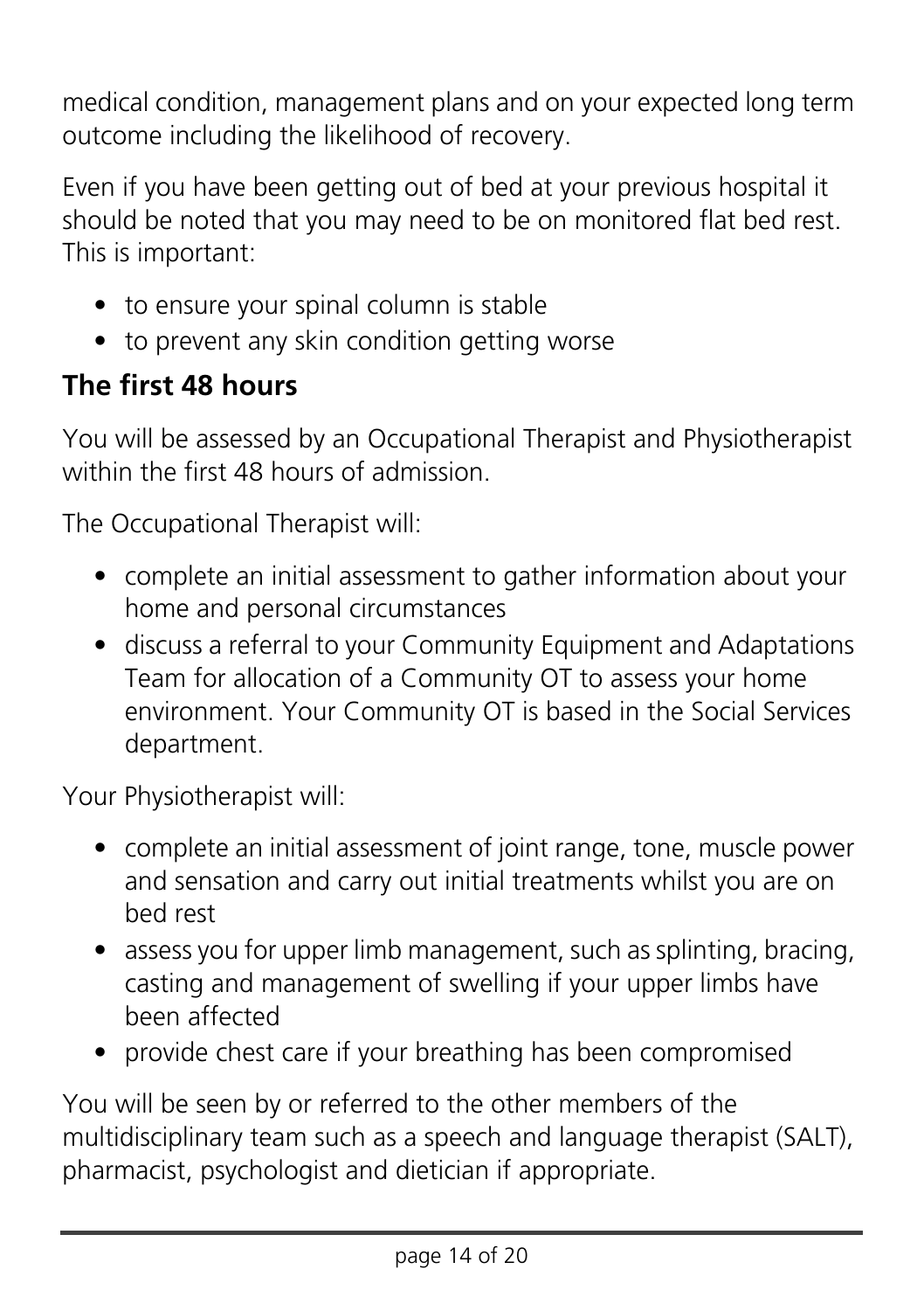medical condition, management plans and on your expected long term outcome including the likelihood of recovery.

Even if you have been getting out of bed at your previous hospital it should be noted that you may need to be on monitored flat bed rest. This is important:

- to ensure your spinal column is stable
- to prevent any skin condition getting worse

## The first 48 hours

You will be assessed by an Occupational Therapist and Physiotherapist within the first 48 hours of admission.

The Occupational Therapist will:

- complete an initial assessment to gather information about your home and personal circumstances
- discuss a referral to your Community Equipment and Adaptations Team for allocation of a Community OT to assess your home environment. Your Community OT is based in the Social Services department.

Your Physiotherapist will:

- complete an initial assessment of joint range, tone, muscle power and sensation and carry out initial treatments whilst you are on bed rest
- assess you for upper limb management, such as splinting, bracing, casting and management of swelling if your upper limbs have been affected
- provide chest care if your breathing has been compromised

You will be seen by or referred to the other members of the multidisciplinary team such as a speech and language therapist (SALT), pharmacist, psychologist and dietician if appropriate.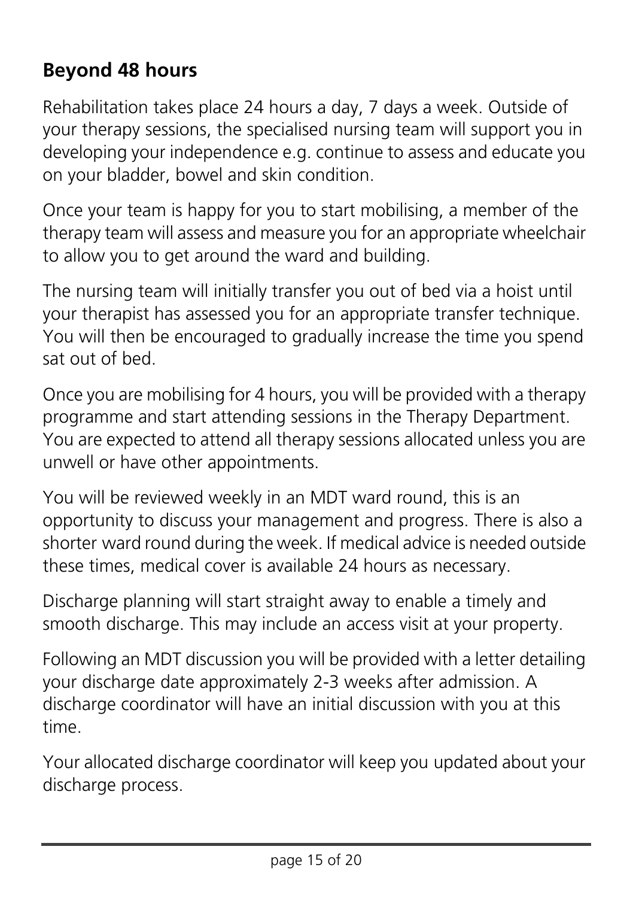## Beyond 48 hours

Rehabilitation takes place 24 hours a day, 7 days a week. Outside of your therapy sessions, the specialised nursing team will support you in developing your independence e.g. continue to assess and educate you on your bladder, bowel and skin condition.

Once your team is happy for you to start mobilising, a member of the therapy team will assess and measure you for an appropriate wheelchair to allow you to get around the ward and building.

The nursing team will initially transfer you out of bed via a hoist until your therapist has assessed you for an appropriate transfer technique. You will then be encouraged to gradually increase the time you spend sat out of bed.

Once you are mobilising for 4 hours, you will be provided with a therapy programme and start attending sessions in the Therapy Department. You are expected to attend all therapy sessions allocated unless you are unwell or have other appointments.

You will be reviewed weekly in an MDT ward round, this is an opportunity to discuss your management and progress. There is also a shorter ward round during the week. If medical advice is needed outside these times, medical cover is available 24 hours as necessary.

Discharge planning will start straight away to enable a timely and smooth discharge. This may include an access visit at your property.

Following an MDT discussion you will be provided with a letter detailing your discharge date approximately 2-3 weeks after admission. A discharge coordinator will have an initial discussion with you at this time.

Your allocated discharge coordinator will keep you updated about your discharge process.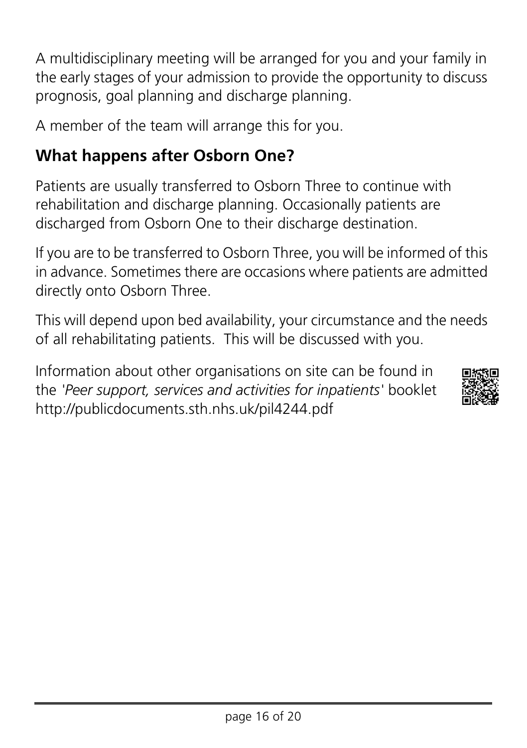A multidisciplinary meeting will be arranged for you and your family in the early stages of your admission to provide the opportunity to discuss prognosis, goal planning and discharge planning.

A member of the team will arrange this for you.

## What happens after Osborn One?

Patients are usually transferred to Osborn Three to continue with rehabilitation and discharge planning. Occasionally patients are discharged from Osborn One to their discharge destination.

If you are to be transferred to Osborn Three, you will be informed of this in advance. Sometimes there are occasions where patients are admitted directly onto Osborn Three.

This will depend upon bed availability, your circumstance and the needs of all rehabilitating patients. This will be discussed with you.

Information about other organisations on site can be found in the '*Peer support, services and activities for inpatients*' booklet http://publicdocuments.sth.nhs.uk/pil4244.pdf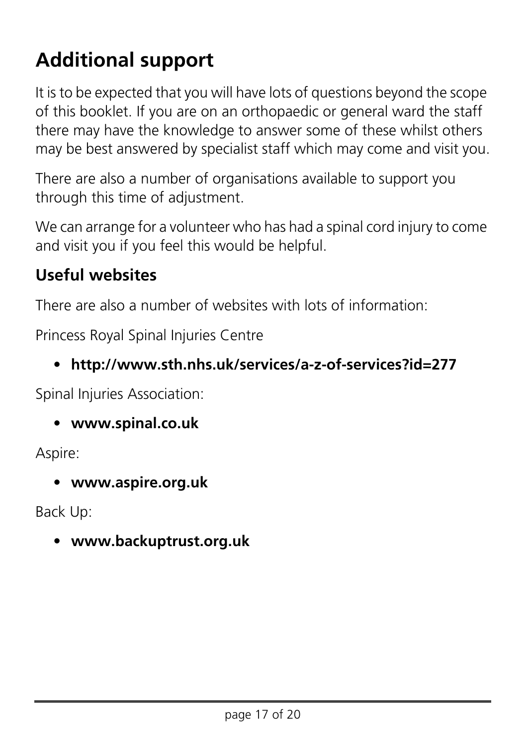# Additional support

It is to be expected that you will have lots of questions beyond the scope of this booklet. If you are on an orthopaedic or general ward the staff there may have the knowledge to answer some of these whilst others may be best answered by specialist staff which may come and visit you.

There are also a number of organisations available to support you through this time of adjustment.

We can arrange for a volunteer who has had a spinal cord injury to come and visit you if you feel this would be helpful.

## Useful websites

There are also a number of websites with lots of information:

Princess Royal Spinal Injuries Centre

- **http://www.sth.nhs.uk/services/a-z-of-services?id=277**

Spinal Injuries Association:

- **www.spinal.co.uk**

Aspire:

- **www.aspire.org.uk**

Back Up:

- **www.backuptrust.org.uk**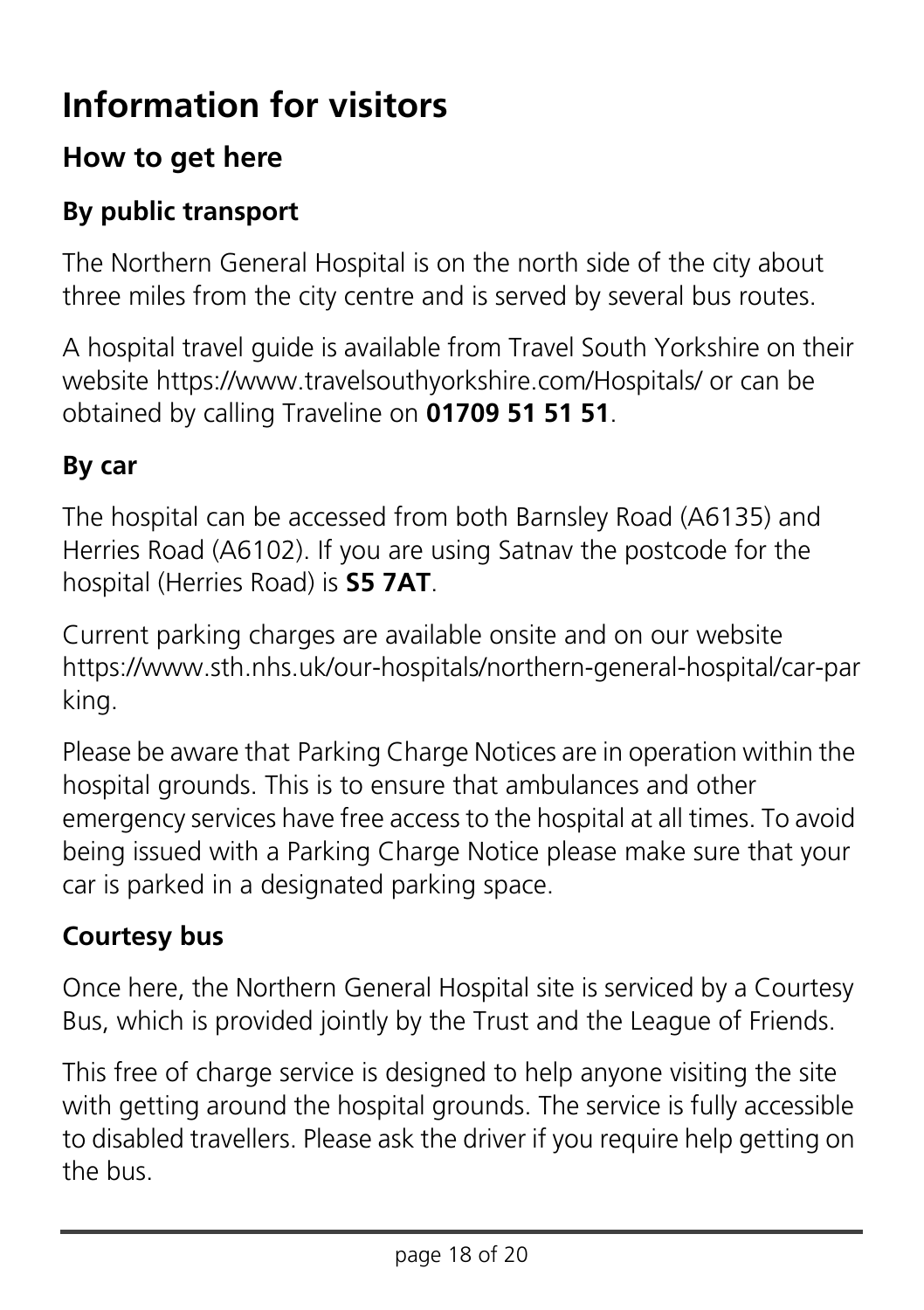# Information for visitors

## How to get here

### By public transport

The Northern General Hospital is on the north side of the city about three miles from the city centre and is served by several bus routes.

A hospital travel guide is available from Travel South Yorkshire on their website https://www.travelsouthyorkshire.com/Hospitals/ or can be obtained by calling Traveline on **01709 51 51 51**.

### By car

The hospital can be accessed from both Barnsley Road (A6135) and Herries Road (A6102). If you are using Satnav the postcode for the hospital (Herries Road) is **S5 7AT**.

Current parking charges are available onsite and on our website https://www.sth.nhs.uk/our-hospitals/northern-general-hospital/car-parking.

Please be aware that Parking Charge Notices are in operation within the hospital grounds. This is to ensure that ambulances and other emergency services have free access to the hospital at all times. To avoid being issued with a Parking Charge Notice please make sure that your car is parked in a designated parking space.

### Courtesy bus

Once here, the Northern General Hospital site is serviced by a Courtesy Bus, which is provided jointly by the Trust and the League of Friends.

This free of charge service is designed to help anyone visiting the site with getting around the hospital grounds. The service is fully accessible to disabled travellers. Please ask the driver if you require help getting on the bus.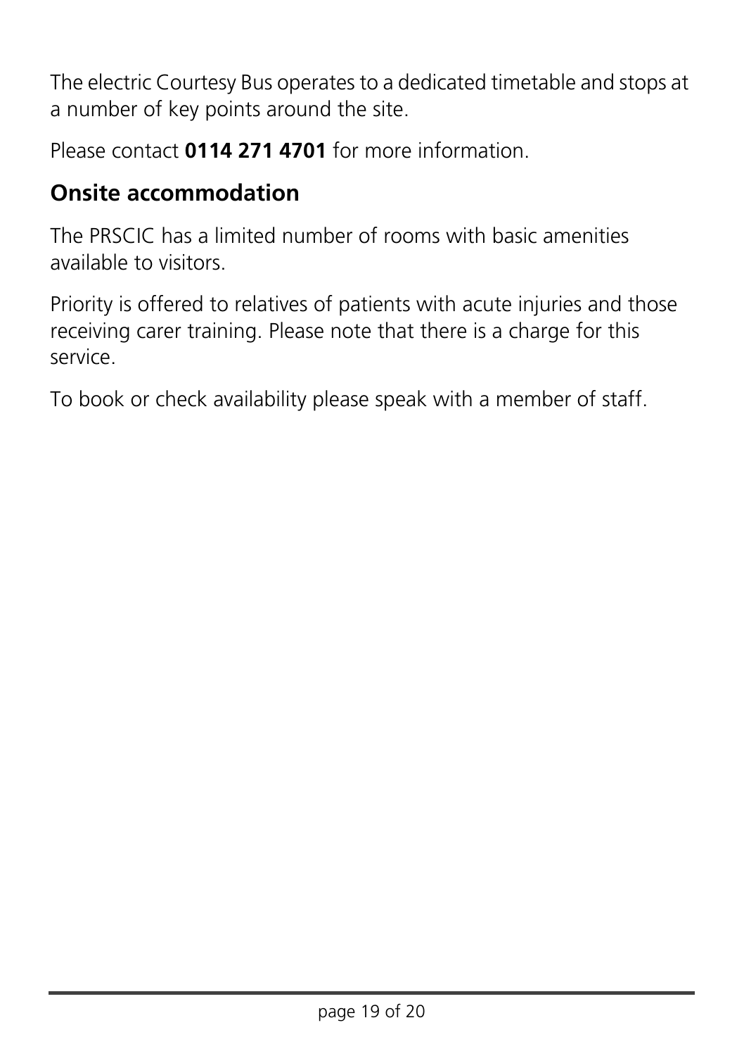The electric Courtesy Bus operates to a dedicated timetable and stops at a number of key points around the site.

Please contact **0114 271 4701** for more information.

## Onsite accommodation

The PRSCIC has a limited number of rooms with basic amenities available to visitors.

Priority is offered to relatives of patients with acute injuries and those receiving carer training. Please note that there is a charge for this service.

To book or check availability please speak with a member of staff.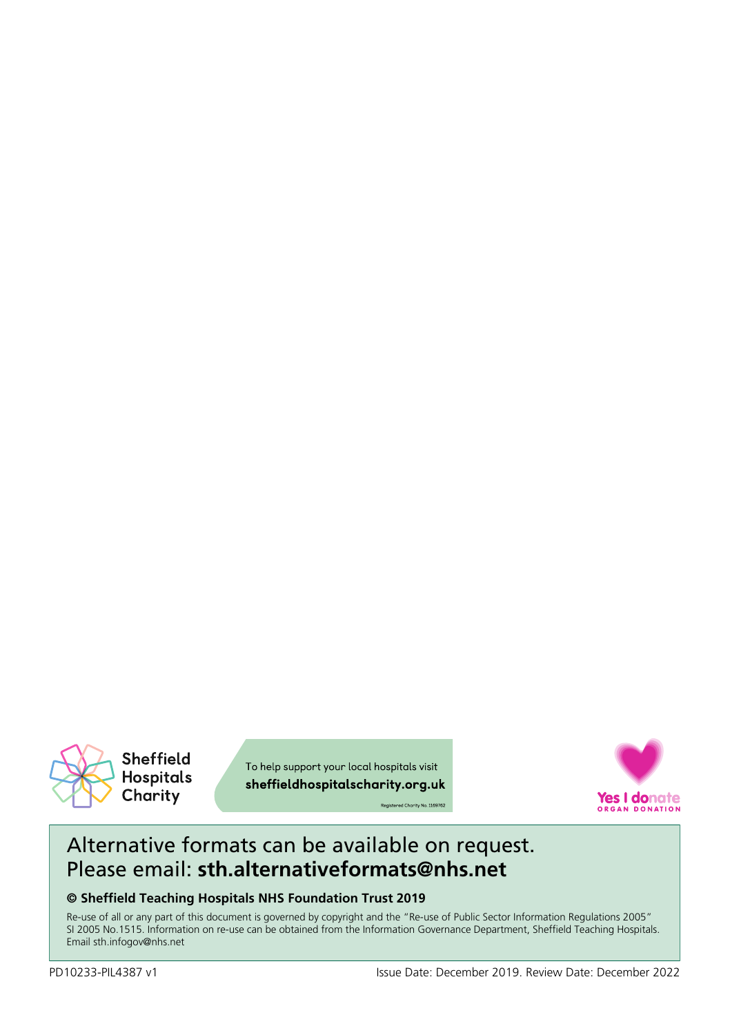Sheffield Hospitals Charity

To help support your local hospitals visit
**sheffieldhospitalscharity.org.uk**

Registered Charity No. 1169762

Yes I donate
ORGAN DONATION

Alternative formats can be available on request.
Please email: **sth.alternativeformats@nhs.net**

**© Sheffield Teaching Hospitals NHS Foundation Trust 2019**

Re-use of all or any part of this document is governed by copyright and the "Re-use of Public Sector Information Regulations 2005" SI 2005 No.1515. Information on re-use can be obtained from the Information Governance Department, Sheffield Teaching Hospitals. Email sth.infogov@nhs.net

PD10233-PIL4387 v1

Issue Date: December 2019. Review Date: December 2022